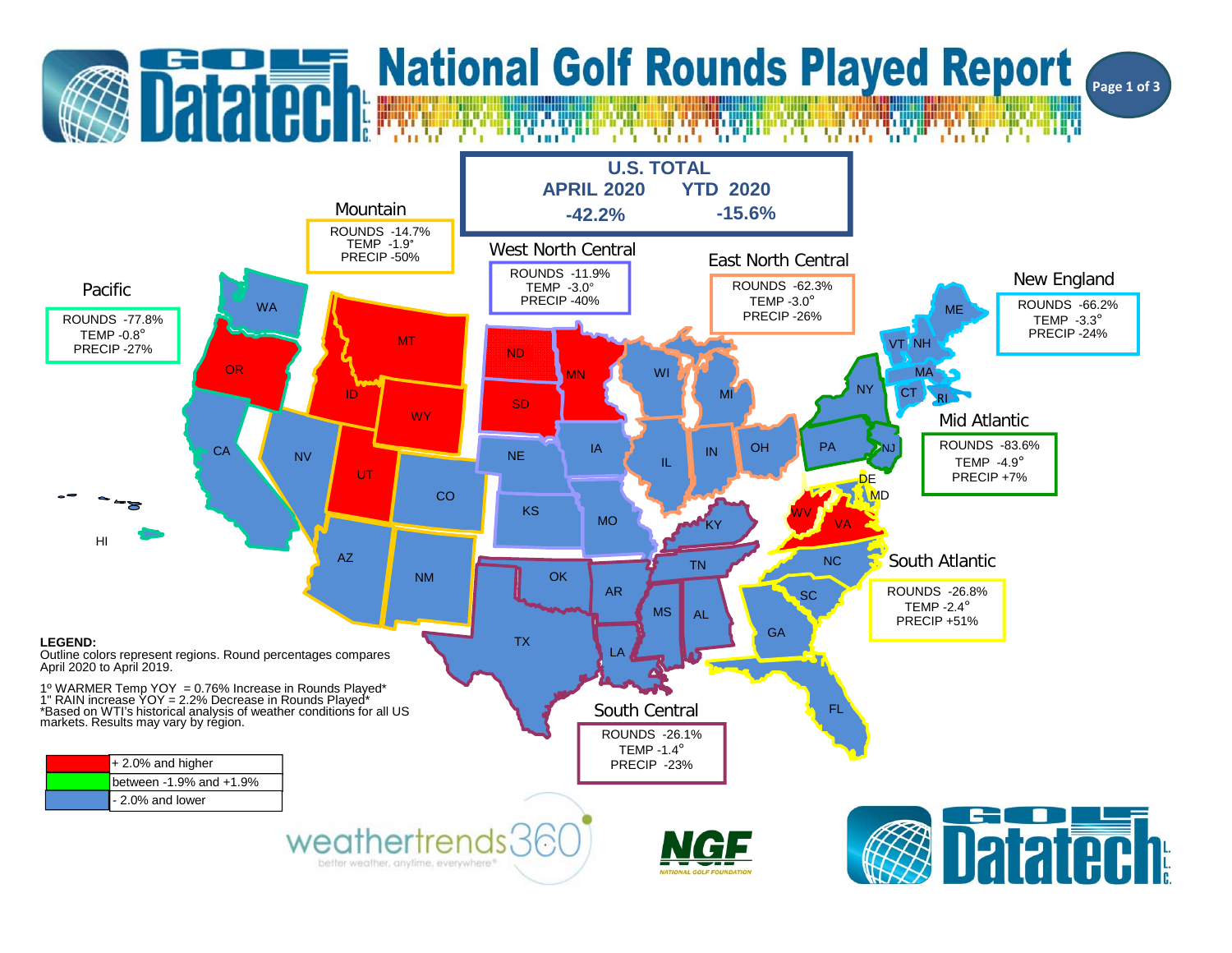# National Golf Rounds Played Report

**U.S. TOTAL**

| APRIL 2020 | YTD 2020 |
|---|---|
| -42.2% | -15.6% |

### Mountain
ROUNDS -14.7%
TEMP -1.9°
PRECIP -50%

### West North Central
ROUNDS -11.9%
TEMP -3.0°
PRECIP -40%

### East North Central
ROUNDS -62.3%
TEMP -3.0°
PRECIP -26%

### Pacific
ROUNDS -77.8%
TEMP -0.8°
PRECIP -27%

### New England
ROUNDS -66.2%
TEMP -3.3°
PRECIP -24%

### Mid Atlantic
ROUNDS -83.6%
TEMP -4.9°
PRECIP +7%

### South Atlantic
ROUNDS -26.8%
TEMP -2.4°
PRECIP +51%

### South Central
ROUNDS -26.1%
TEMP -1.4°
PRECIP -23%

WA OR CA NV ID MT WY UT CO AZ NM HI ND SD NE KS MN IA MO WI MI IL IN OH KY TN OK TX AR LA MS AL GA FL SC NC VA WV MD DE PA NJ NY VT NH ME MA CT RI

**LEGEND:**
Outline colors represent regions. Round percentages compares April 2020 to April 2019.

1º WARMER Temp YOY = 0.76% Increase in Rounds Played*
1" RAIN increase YOY = 2.2% Decrease in Rounds Played*
*Based on WTI's historical analysis of weather conditions for all US markets. Results may vary by region.

| Color | Range |
|---|---|
| Red | + 2.0% and higher |
| Green | between -1.9% and +1.9% |
| Blue | - 2.0% and lower |

weathertrends360 — better weather, anytime, everywhere®

NGF — NATIONAL GOLF FOUNDATION

Golf Datatech L.L.C.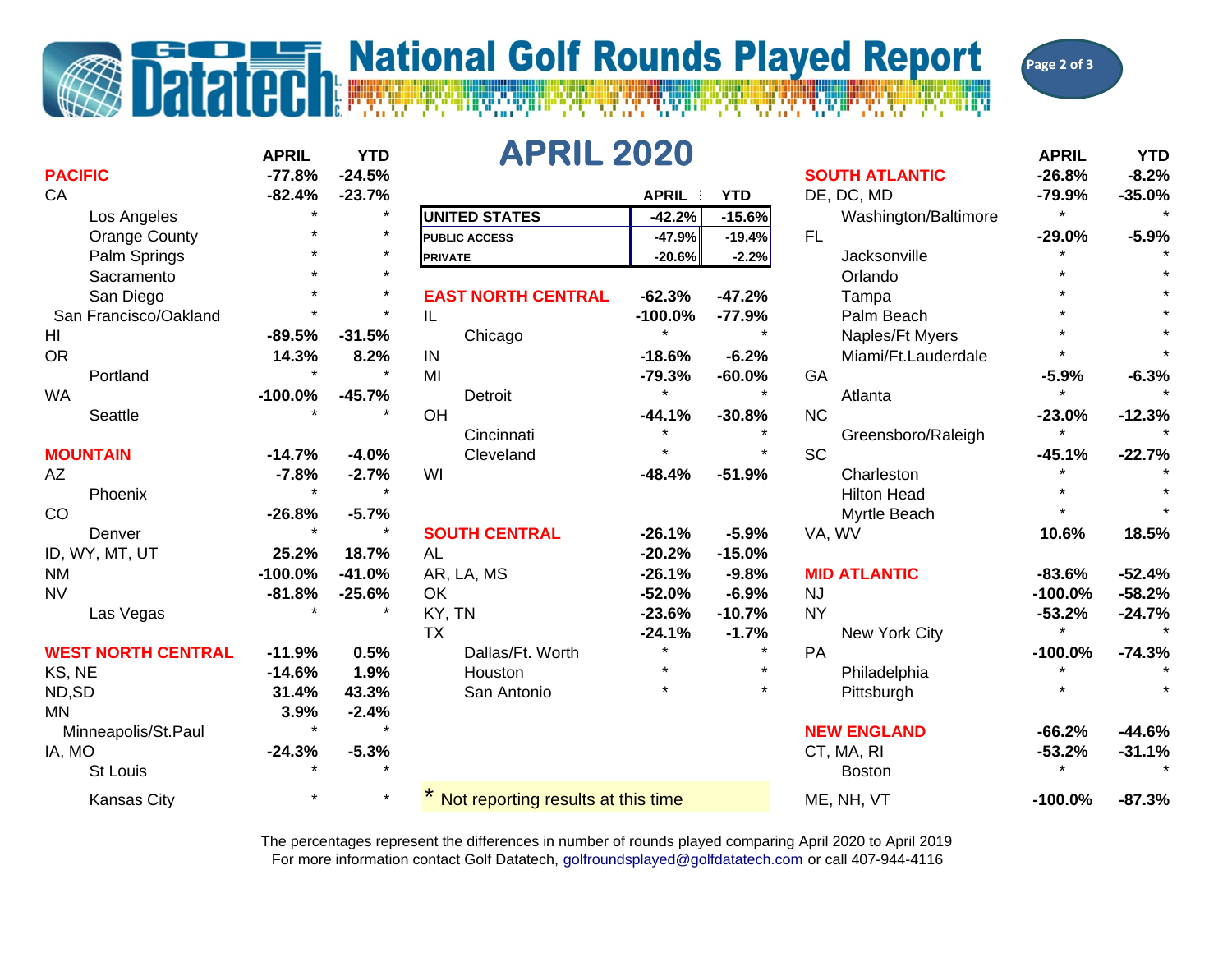# National Golf Rounds Played Report

## APRIL 2020

| | APRIL | YTD |
|---|---|---|
| UNITED STATES | -42.2% | -15.6% |
| PUBLIC ACCESS | -47.9% | -19.4% |
| PRIVATE | -20.6% | -2.2% |

| | APRIL | YTD |
|---|---|---|
| **PACIFIC** | -77.8% | -24.5% |
| CA | -82.4% | -23.7% |
| Los Angeles | * | * |
| Orange County | * | * |
| Palm Springs | * | * |
| Sacramento | * | * |
| San Diego | * | * |
| San Francisco/Oakland | * | * |
| HI | -89.5% | -31.5% |
| OR | 14.3% | 8.2% |
| Portland | * | * |
| WA | -100.0% | -45.7% |
| Seattle | * | * |
| **MOUNTAIN** | -14.7% | -4.0% |
| AZ | -7.8% | -2.7% |
| Phoenix | * | * |
| CO | -26.8% | -5.7% |
| Denver | * | * |
| ID, WY, MT, UT | 25.2% | 18.7% |
| NM | -100.0% | -41.0% |
| NV | -81.8% | -25.6% |
| Las Vegas | * | * |
| **WEST NORTH CENTRAL** | -11.9% | 0.5% |
| KS, NE | -14.6% | 1.9% |
| ND,SD | 31.4% | 43.3% |
| MN | 3.9% | -2.4% |
| Minneapolis/St.Paul | * | * |
| IA, MO | -24.3% | -5.3% |
| St Louis | * | * |
| Kansas City | * | * |

| | APRIL | YTD |
|---|---|---|
| **EAST NORTH CENTRAL** | -62.3% | -47.2% |
| IL | -100.0% | -77.9% |
| Chicago | * | * |
| IN | -18.6% | -6.2% |
| MI | -79.3% | -60.0% |
| Detroit | * | * |
| OH | -44.1% | -30.8% |
| Cincinnati | * | * |
| Cleveland | * | * |
| WI | -48.4% | -51.9% |
| **SOUTH CENTRAL** | -26.1% | -5.9% |
| AL | -20.2% | -15.0% |
| AR, LA, MS | -26.1% | -9.8% |
| OK | -52.0% | -6.9% |
| KY, TN | -23.6% | -10.7% |
| TX | -24.1% | -1.7% |
| Dallas/Ft. Worth | * | * |
| Houston | * | * |
| San Antonio | * | * |

| | APRIL | YTD |
|---|---|---|
| **SOUTH ATLANTIC** | -26.8% | -8.2% |
| DE, DC, MD | -79.9% | -35.0% |
| Washington/Baltimore | * | * |
| FL | -29.0% | -5.9% |
| Jacksonville | * | * |
| Orlando | * | * |
| Tampa | * | * |
| Palm Beach | * | * |
| Naples/Ft Myers | * | * |
| Miami/Ft.Lauderdale | * | * |
| GA | -5.9% | -6.3% |
| Atlanta | * | * |
| NC | -23.0% | -12.3% |
| Greensboro/Raleigh | * | * |
| SC | -45.1% | -22.7% |
| Charleston | * | * |
| Hilton Head | * | * |
| Myrtle Beach | * | * |
| VA, WV | 10.6% | 18.5% |
| **MID ATLANTIC** | -83.6% | -52.4% |
| NJ | -100.0% | -58.2% |
| NY | -53.2% | -24.7% |
| New York City | * | * |
| PA | -100.0% | -74.3% |
| Philadelphia | * | * |
| Pittsburgh | * | * |
| **NEW ENGLAND** | -66.2% | -44.6% |
| CT, MA, RI | -53.2% | -31.1% |
| Boston | * | * |
| ME, NH, VT | -100.0% | -87.3% |

* Not reporting results at this time

The percentages represent the differences in number of rounds played comparing April 2020 to April 2019
For more information contact Golf Datatech, golfroundsplayed@golfdatatech.com or call 407-944-4116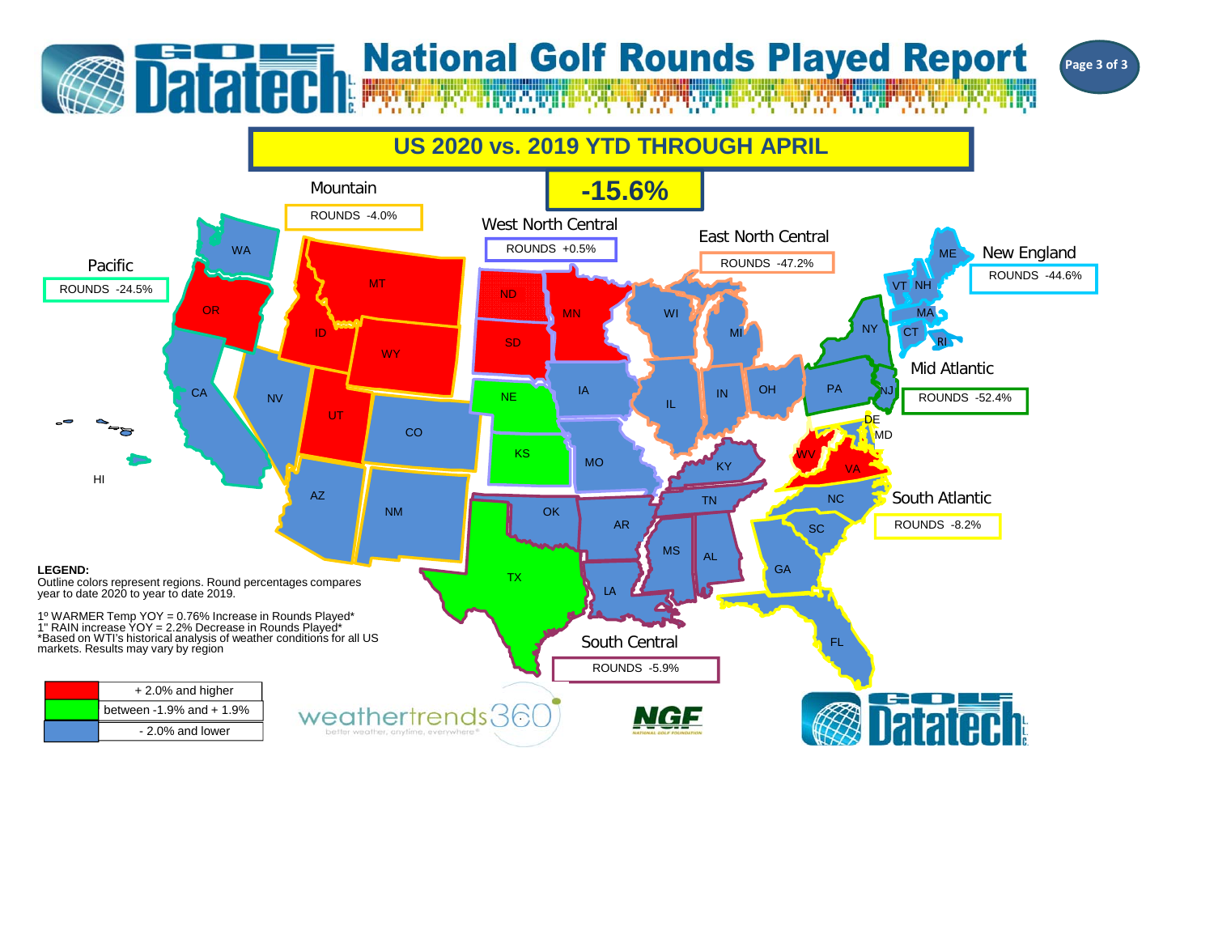# National Golf Rounds Played Report

## US 2020 vs. 2019 YTD THROUGH APRIL

**-15.6%**

Mountain
ROUNDS -4.0%

West North Central
ROUNDS +0.5%

East North Central
ROUNDS -47.2%

New England
ROUNDS -44.6%

Pacific
ROUNDS -24.5%

Mid Atlantic
ROUNDS -52.4%

South Atlantic
ROUNDS -8.2%

South Central
ROUNDS -5.9%

WA OR CA NV ID MT WY UT CO AZ NM ND SD NE KS MN IA MO WI IL MI IN OH KY TN MS AL OK TX AR LA NY PA NJ DE MD WV VA NC SC GA FL ME VT NH MA CT RI HI

**LEGEND:**
Outline colors represent regions. Round percentages compares year to date 2020 to year to date 2019.

1º WARMER Temp YOY = 0.76% Increase in Rounds Played*
1" RAIN increase YOY = 2.2% Decrease in Rounds Played*
*Based on WTI's historical analysis of weather conditions for all US markets. Results may vary by region

+ 2.0% and higher
between -1.9% and + 1.9%
- 2.0% and lower

weathertrends360
better weather, anytime, everywhere®

NGF
NATIONAL GOLF FOUNDATION

Golf Datatech L.L.C.